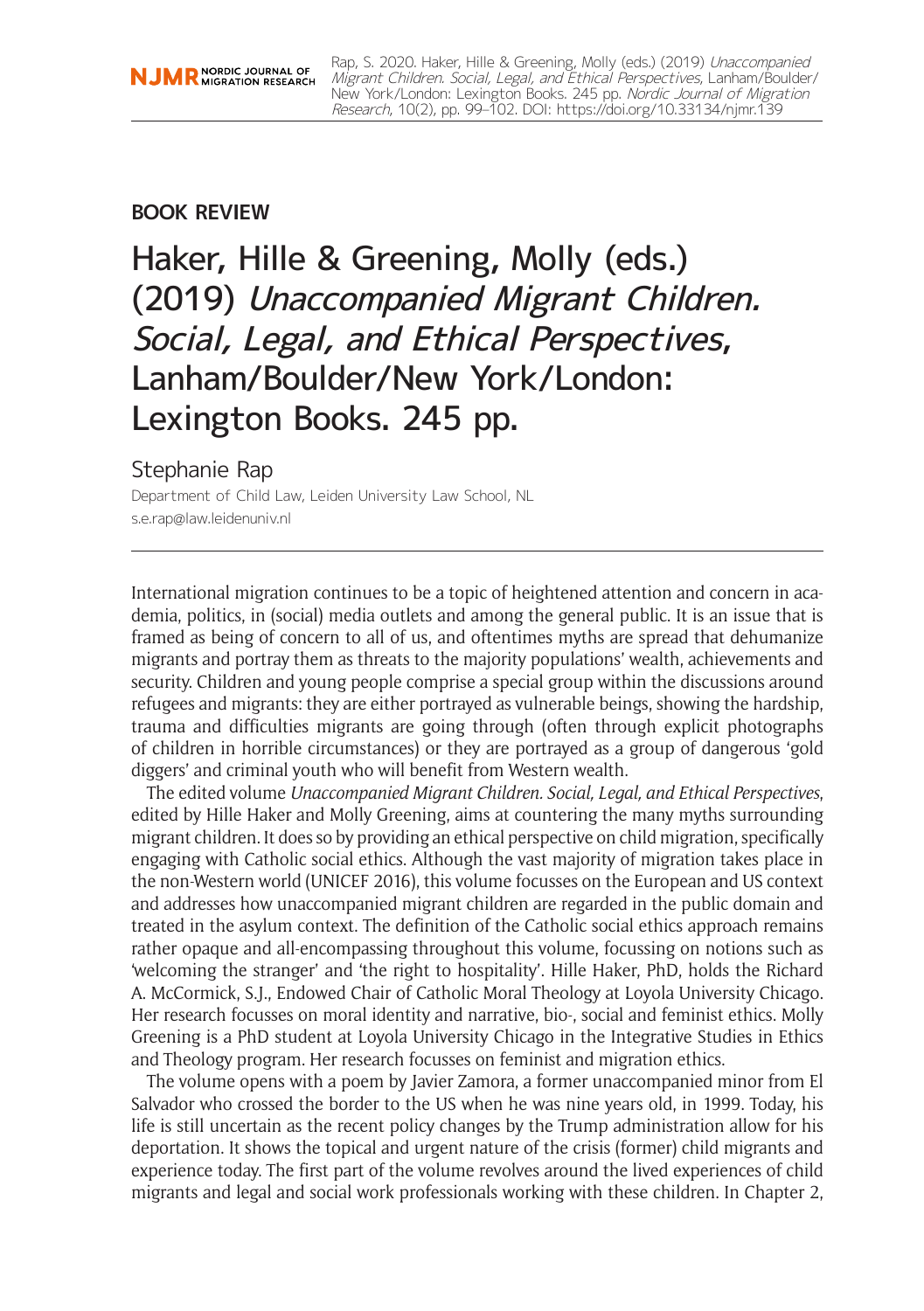**BOOK REVIEW**

# Haker, Hille & Greening, Molly (eds.) (2019) *Unaccompanied Migrant Children. Social, Legal, and Ethical Perspectives*, Lanham/Boulder/New York/London: Lexington Books. 245 pp.

Stephanie Rap

Department of Child Law, Leiden University Law School, NL
s.e.rap@law.leidenuniv.nl

---

International migration continues to be a topic of heightened attention and concern in academia, politics, in (social) media outlets and among the general public. It is an issue that is framed as being of concern to all of us, and oftentimes myths are spread that dehumanize migrants and portray them as threats to the majority populations' wealth, achievements and security. Children and young people comprise a special group within the discussions around refugees and migrants: they are either portrayed as vulnerable beings, showing the hardship, trauma and difficulties migrants are going through (often through explicit photographs of children in horrible circumstances) or they are portrayed as a group of dangerous 'gold diggers' and criminal youth who will benefit from Western wealth.

The edited volume *Unaccompanied Migrant Children. Social, Legal, and Ethical Perspectives*, edited by Hille Haker and Molly Greening, aims at countering the many myths surrounding migrant children. It does so by providing an ethical perspective on child migration, specifically engaging with Catholic social ethics. Although the vast majority of migration takes place in the non-Western world (UNICEF 2016), this volume focusses on the European and US context and addresses how unaccompanied migrant children are regarded in the public domain and treated in the asylum context. The definition of the Catholic social ethics approach remains rather opaque and all-encompassing throughout this volume, focussing on notions such as 'welcoming the stranger' and 'the right to hospitality'. Hille Haker, PhD, holds the Richard A. McCormick, S.J., Endowed Chair of Catholic Moral Theology at Loyola University Chicago. Her research focusses on moral identity and narrative, bio-, social and feminist ethics. Molly Greening is a PhD student at Loyola University Chicago in the Integrative Studies in Ethics and Theology program. Her research focusses on feminist and migration ethics.

The volume opens with a poem by Javier Zamora, a former unaccompanied minor from El Salvador who crossed the border to the US when he was nine years old, in 1999. Today, his life is still uncertain as the recent policy changes by the Trump administration allow for his deportation. It shows the topical and urgent nature of the crisis (former) child migrants and experience today. The first part of the volume revolves around the lived experiences of child migrants and legal and social work professionals working with these children. In Chapter 2,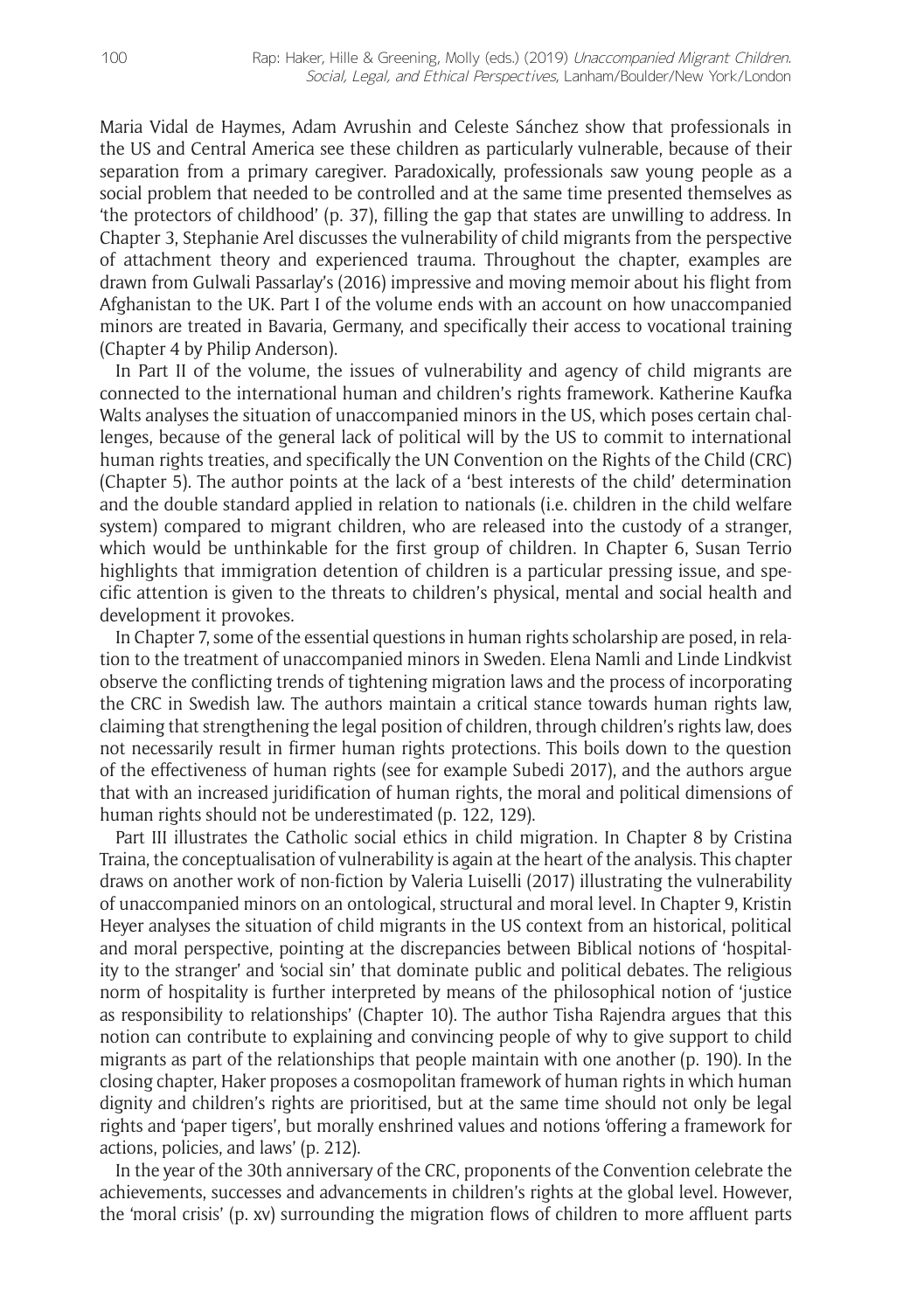Maria Vidal de Haymes, Adam Avrushin and Celeste Sánchez show that professionals in the US and Central America see these children as particularly vulnerable, because of their separation from a primary caregiver. Paradoxically, professionals saw young people as a social problem that needed to be controlled and at the same time presented themselves as 'the protectors of childhood' (p. 37), filling the gap that states are unwilling to address. In Chapter 3, Stephanie Arel discusses the vulnerability of child migrants from the perspective of attachment theory and experienced trauma. Throughout the chapter, examples are drawn from Gulwali Passarlay's (2016) impressive and moving memoir about his flight from Afghanistan to the UK. Part I of the volume ends with an account on how unaccompanied minors are treated in Bavaria, Germany, and specifically their access to vocational training (Chapter 4 by Philip Anderson).

In Part II of the volume, the issues of vulnerability and agency of child migrants are connected to the international human and children's rights framework. Katherine Kaufka Walts analyses the situation of unaccompanied minors in the US, which poses certain challenges, because of the general lack of political will by the US to commit to international human rights treaties, and specifically the UN Convention on the Rights of the Child (CRC) (Chapter 5). The author points at the lack of a 'best interests of the child' determination and the double standard applied in relation to nationals (i.e. children in the child welfare system) compared to migrant children, who are released into the custody of a stranger, which would be unthinkable for the first group of children. In Chapter 6, Susan Terrio highlights that immigration detention of children is a particular pressing issue, and specific attention is given to the threats to children's physical, mental and social health and development it provokes.

In Chapter 7, some of the essential questions in human rights scholarship are posed, in relation to the treatment of unaccompanied minors in Sweden. Elena Namli and Linde Lindkvist observe the conflicting trends of tightening migration laws and the process of incorporating the CRC in Swedish law. The authors maintain a critical stance towards human rights law, claiming that strengthening the legal position of children, through children's rights law, does not necessarily result in firmer human rights protections. This boils down to the question of the effectiveness of human rights (see for example Subedi 2017), and the authors argue that with an increased juridification of human rights, the moral and political dimensions of human rights should not be underestimated (p. 122, 129).

Part III illustrates the Catholic social ethics in child migration. In Chapter 8 by Cristina Traina, the conceptualisation of vulnerability is again at the heart of the analysis. This chapter draws on another work of non-fiction by Valeria Luiselli (2017) illustrating the vulnerability of unaccompanied minors on an ontological, structural and moral level. In Chapter 9, Kristin Heyer analyses the situation of child migrants in the US context from an historical, political and moral perspective, pointing at the discrepancies between Biblical notions of 'hospitality to the stranger' and 'social sin' that dominate public and political debates. The religious norm of hospitality is further interpreted by means of the philosophical notion of 'justice as responsibility to relationships' (Chapter 10). The author Tisha Rajendra argues that this notion can contribute to explaining and convincing people of why to give support to child migrants as part of the relationships that people maintain with one another (p. 190). In the closing chapter, Haker proposes a cosmopolitan framework of human rights in which human dignity and children's rights are prioritised, but at the same time should not only be legal rights and 'paper tigers', but morally enshrined values and notions 'offering a framework for actions, policies, and laws' (p. 212).

In the year of the 30th anniversary of the CRC, proponents of the Convention celebrate the achievements, successes and advancements in children's rights at the global level. However, the 'moral crisis' (p. xv) surrounding the migration flows of children to more affluent parts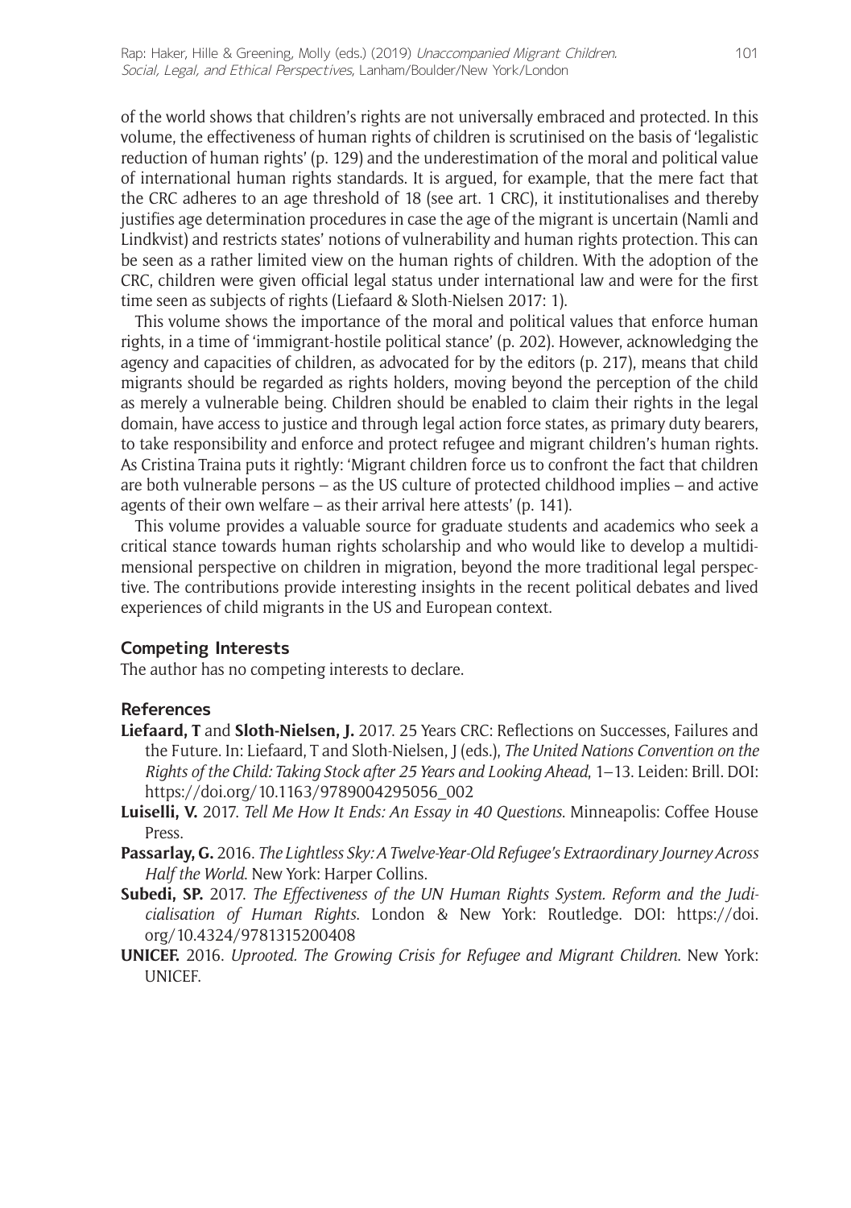of the world shows that children's rights are not universally embraced and protected. In this volume, the effectiveness of human rights of children is scrutinised on the basis of 'legalistic reduction of human rights' (p. 129) and the underestimation of the moral and political value of international human rights standards. It is argued, for example, that the mere fact that the CRC adheres to an age threshold of 18 (see art. 1 CRC), it institutionalises and thereby justifies age determination procedures in case the age of the migrant is uncertain (Namli and Lindkvist) and restricts states' notions of vulnerability and human rights protection. This can be seen as a rather limited view on the human rights of children. With the adoption of the CRC, children were given official legal status under international law and were for the first time seen as subjects of rights (Liefaard & Sloth-Nielsen 2017: 1).

This volume shows the importance of the moral and political values that enforce human rights, in a time of 'immigrant-hostile political stance' (p. 202). However, acknowledging the agency and capacities of children, as advocated for by the editors (p. 217), means that child migrants should be regarded as rights holders, moving beyond the perception of the child as merely a vulnerable being. Children should be enabled to claim their rights in the legal domain, have access to justice and through legal action force states, as primary duty bearers, to take responsibility and enforce and protect refugee and migrant children's human rights. As Cristina Traina puts it rightly: 'Migrant children force us to confront the fact that children are both vulnerable persons – as the US culture of protected childhood implies – and active agents of their own welfare – as their arrival here attests' (p. 141).

This volume provides a valuable source for graduate students and academics who seek a critical stance towards human rights scholarship and who would like to develop a multidimensional perspective on children in migration, beyond the more traditional legal perspective. The contributions provide interesting insights in the recent political debates and lived experiences of child migrants in the US and European context.

## Competing Interests

The author has no competing interests to declare.

## References

**Liefaard, T** and **Sloth-Nielsen, J.** 2017. 25 Years CRC: Reflections on Successes, Failures and the Future. In: Liefaard, T and Sloth-Nielsen, J (eds.), *The United Nations Convention on the Rights of the Child: Taking Stock after 25 Years and Looking Ahead*, 1–13. Leiden: Brill. DOI: https://doi.org/10.1163/9789004295056_002

**Luiselli, V.** 2017. *Tell Me How It Ends: An Essay in 40 Questions*. Minneapolis: Coffee House Press.

**Passarlay, G.** 2016. *The Lightless Sky: A Twelve-Year-Old Refugee's Extraordinary Journey Across Half the World*. New York: Harper Collins.

**Subedi, SP.** 2017. *The Effectiveness of the UN Human Rights System. Reform and the Judicialisation of Human Rights*. London & New York: Routledge. DOI: https://doi.org/10.4324/9781315200408

**UNICEF.** 2016. *Uprooted. The Growing Crisis for Refugee and Migrant Children*. New York: UNICEF.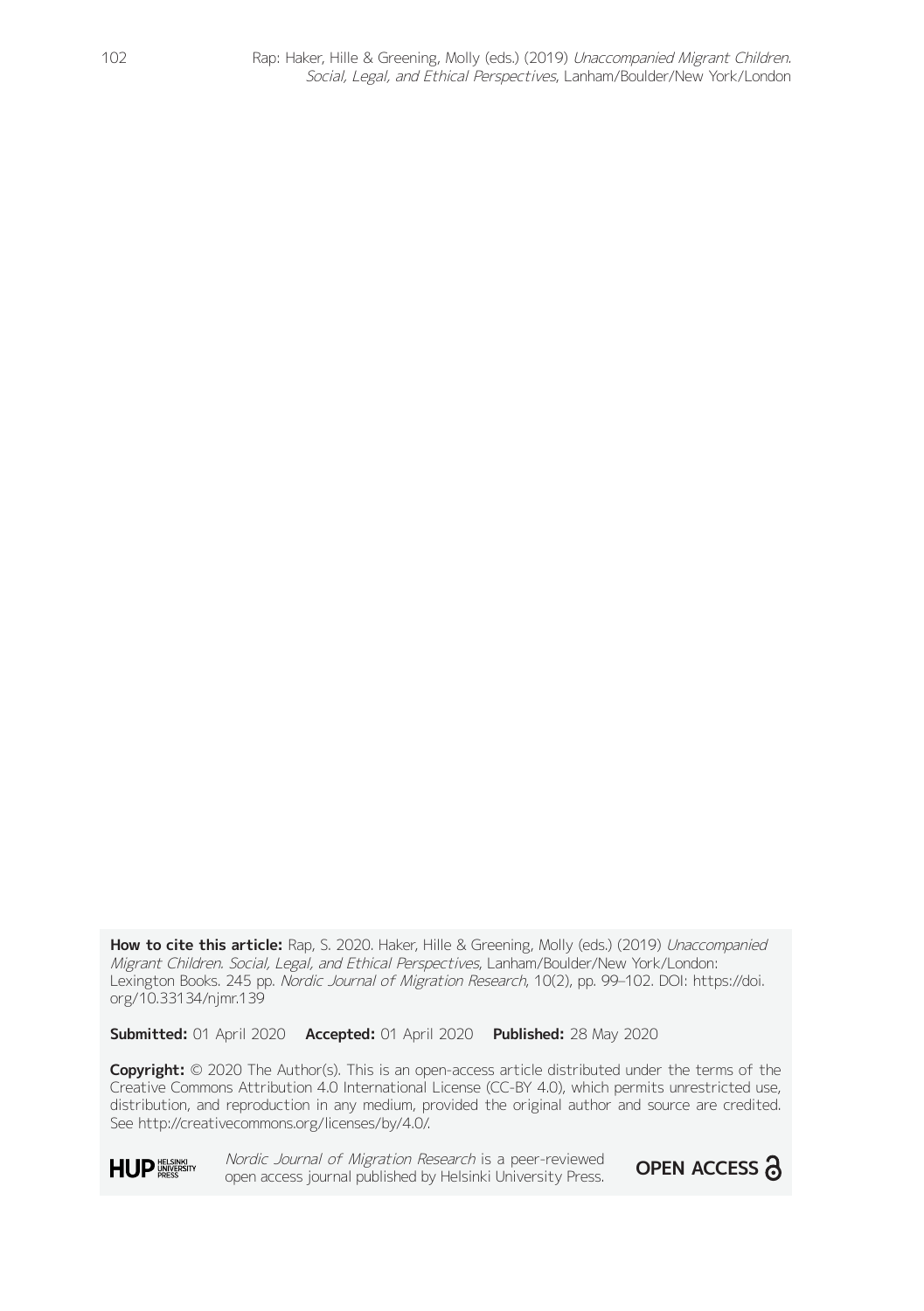**How to cite this article:** Rap, S. 2020. Haker, Hille & Greening, Molly (eds.) (2019) *Unaccompanied Migrant Children. Social, Legal, and Ethical Perspectives*, Lanham/Boulder/New York/London: Lexington Books. 245 pp. *Nordic Journal of Migration Research*, 10(2), pp. 99–102. DOI: https://doi.org/10.33134/njmr.139

**Submitted:** 01 April 2020 **Accepted:** 01 April 2020 **Published:** 28 May 2020

**Copyright:** © 2020 The Author(s). This is an open-access article distributed under the terms of the Creative Commons Attribution 4.0 International License (CC-BY 4.0), which permits unrestricted use, distribution, and reproduction in any medium, provided the original author and source are credited. See http://creativecommons.org/licenses/by/4.0/.

HUP HELSINKI UNIVERSITY PRESS

*Nordic Journal of Migration Research* is a peer-reviewed open access journal published by Helsinki University Press.

OPEN ACCESS